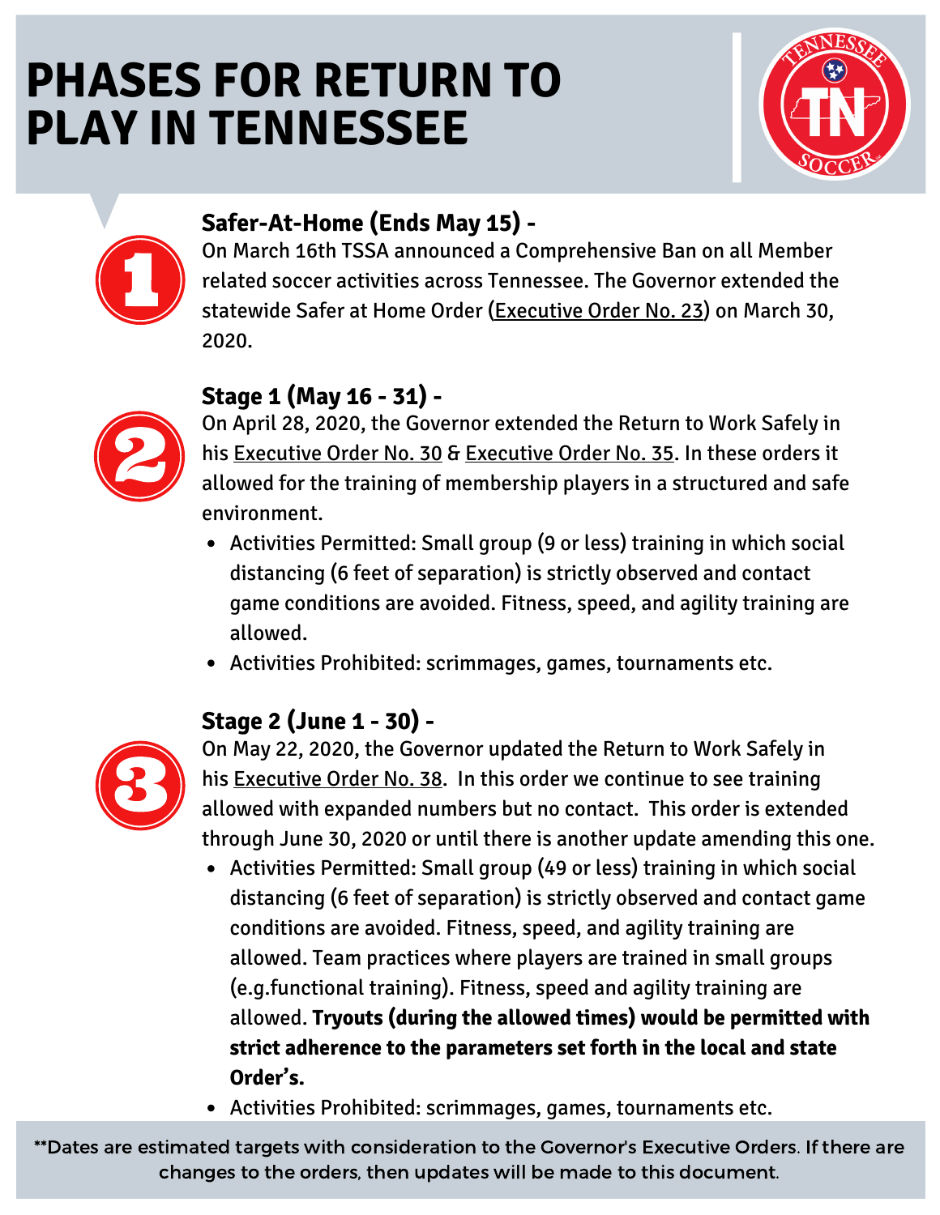# PHASES FOR RETURN TO PLAY IN TENNESSEE

## 1. Safer-At-Home (Ends May 15) -

On March 16th TSSA announced a Comprehensive Ban on all Member related soccer activities across Tennessee. The Governor extended the statewide Safer at Home Order (Executive Order No. 23) on March 30, 2020.

## 2. Stage 1 (May 16 - 31) -

On April 28, 2020, the Governor extended the Return to Work Safely in his Executive Order No. 30 & Executive Order No. 35. In these orders it allowed for the training of membership players in a structured and safe environment.

- Activities Permitted: Small group (9 or less) training in which social distancing (6 feet of separation) is strictly observed and contact game conditions are avoided. Fitness, speed, and agility training are allowed.
- Activities Prohibited: scrimmages, games, tournaments etc.

## 3. Stage 2 (June 1 - 30) -

On May 22, 2020, the Governor updated the Return to Work Safely in his Executive Order No. 38. In this order we continue to see training allowed with expanded numbers but no contact. This order is extended through June 30, 2020 or until there is another update amending this one.

- Activities Permitted: Small group (49 or less) training in which social distancing (6 feet of separation) is strictly observed and contact game conditions are avoided. Fitness, speed, and agility training are allowed. Team practices where players are trained in small groups (e.g.functional training). Fitness, speed and agility training are allowed. **Tryouts (during the allowed times) would be permitted with strict adherence to the parameters set forth in the local and state Order's.**
- Activities Prohibited: scrimmages, games, tournaments etc.

**Dates are estimated targets with consideration to the Governor's Executive Orders. If there are changes to the orders, then updates will be made to this document.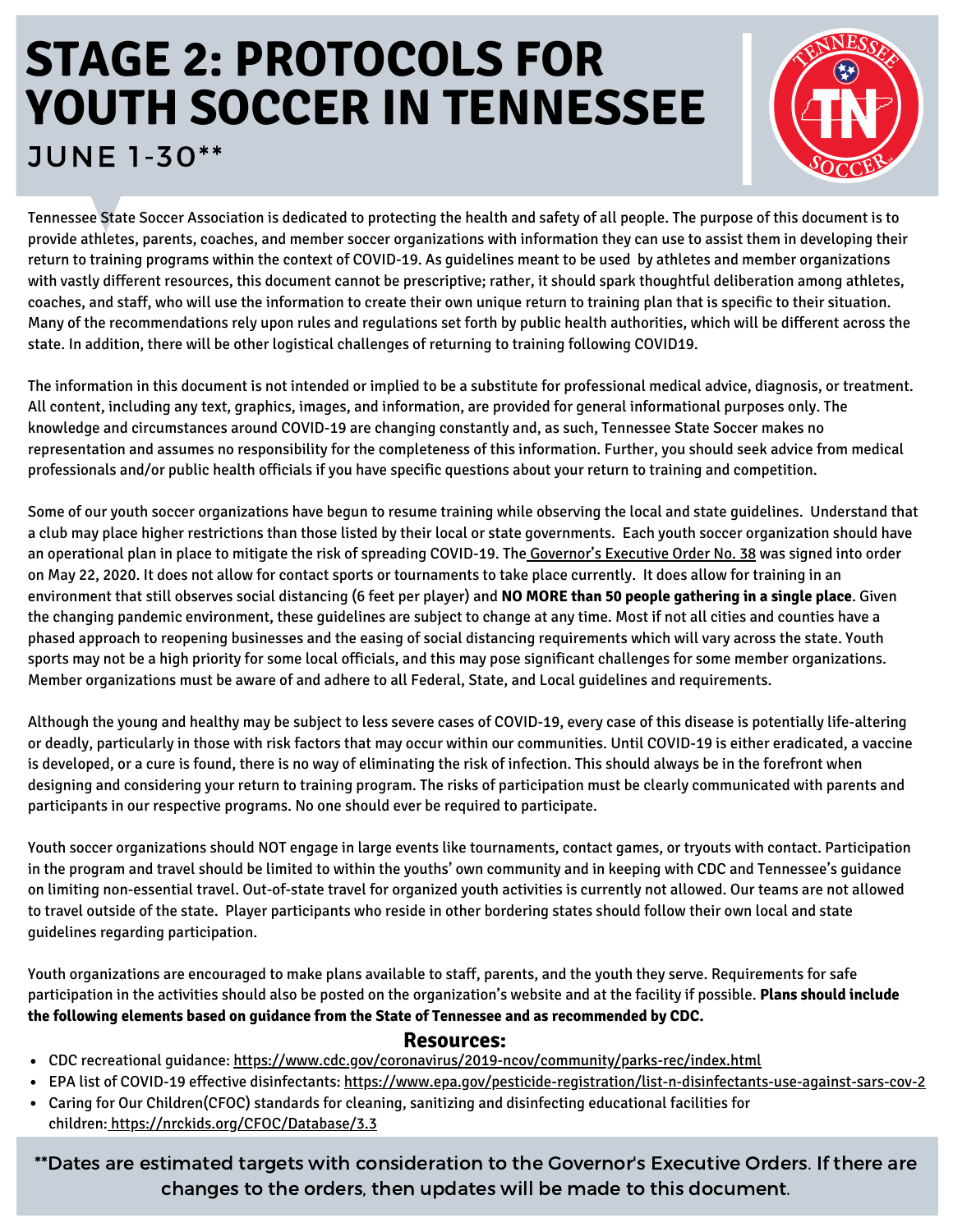# STAGE 2: PROTOCOLS FOR YOUTH SOCCER IN TENNESSEE

## JUNE 1-30**

Tennessee State Soccer Association is dedicated to protecting the health and safety of all people. The purpose of this document is to provide athletes, parents, coaches, and member soccer organizations with information they can use to assist them in developing their return to training programs within the context of COVID-19. As guidelines meant to be used by athletes and member organizations with vastly different resources, this document cannot be prescriptive; rather, it should spark thoughtful deliberation among athletes, coaches, and staff, who will use the information to create their own unique return to training plan that is specific to their situation. Many of the recommendations rely upon rules and regulations set forth by public health authorities, which will be different across the state. In addition, there will be other logistical challenges of returning to training following COVID19.

The information in this document is not intended or implied to be a substitute for professional medical advice, diagnosis, or treatment. All content, including any text, graphics, images, and information, are provided for general informational purposes only. The knowledge and circumstances around COVID-19 are changing constantly and, as such, Tennessee State Soccer makes no representation and assumes no responsibility for the completeness of this information. Further, you should seek advice from medical professionals and/or public health officials if you have specific questions about your return to training and competition.

Some of our youth soccer organizations have begun to resume training while observing the local and state guidelines. Understand that a club may place higher restrictions than those listed by their local or state governments. Each youth soccer organization should have an operational plan in place to mitigate the risk of spreading COVID-19. The Governor's Executive Order No. 38 was signed into order on May 22, 2020. It does not allow for contact sports or tournaments to take place currently. It does allow for training in an environment that still observes social distancing (6 feet per player) and **NO MORE than 50 people gathering in a single place**. Given the changing pandemic environment, these guidelines are subject to change at any time. Most if not all cities and counties have a phased approach to reopening businesses and the easing of social distancing requirements which will vary across the state. Youth sports may not be a high priority for some local officials, and this may pose significant challenges for some member organizations. Member organizations must be aware of and adhere to all Federal, State, and Local guidelines and requirements.

Although the young and healthy may be subject to less severe cases of COVID-19, every case of this disease is potentially life-altering or deadly, particularly in those with risk factors that may occur within our communities. Until COVID-19 is either eradicated, a vaccine is developed, or a cure is found, there is no way of eliminating the risk of infection. This should always be in the forefront when designing and considering your return to training program. The risks of participation must be clearly communicated with parents and participants in our respective programs. No one should ever be required to participate.

Youth soccer organizations should NOT engage in large events like tournaments, contact games, or tryouts with contact. Participation in the program and travel should be limited to within the youths' own community and in keeping with CDC and Tennessee's guidance on limiting non-essential travel. Out-of-state travel for organized youth activities is currently not allowed. Our teams are not allowed to travel outside of the state. Player participants who reside in other bordering states should follow their own local and state guidelines regarding participation.

Youth organizations are encouraged to make plans available to staff, parents, and the youth they serve. Requirements for safe participation in the activities should also be posted on the organization's website and at the facility if possible. **Plans should include the following elements based on guidance from the State of Tennessee and as recommended by CDC.**

### Resources:

- CDC recreational guidance: https://www.cdc.gov/coronavirus/2019-ncov/community/parks-rec/index.html
- EPA list of COVID-19 effective disinfectants: https://www.epa.gov/pesticide-registration/list-n-disinfectants-use-against-sars-cov-2
- Caring for Our Children(CFOC) standards for cleaning, sanitizing and disinfecting educational facilities for children: https://nrckids.org/CFOC/Database/3.3

**Dates are estimated targets with consideration to the Governor's Executive Orders. If there are changes to the orders, then updates will be made to this document.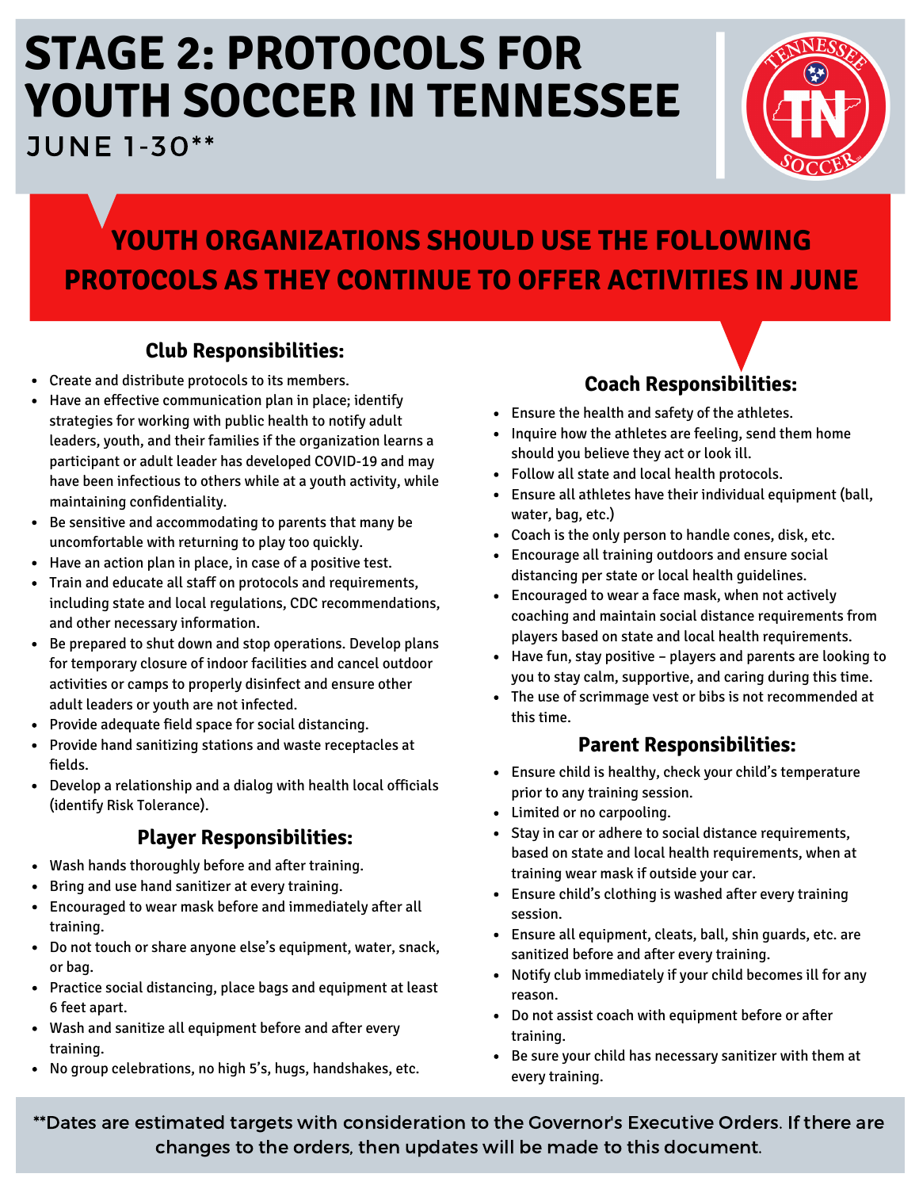# STAGE 2: PROTOCOLS FOR YOUTH SOCCER IN TENNESSEE

JUNE 1-30**

## YOUTH ORGANIZATIONS SHOULD USE THE FOLLOWING PROTOCOLS AS THEY CONTINUE TO OFFER ACTIVITIES IN JUNE

### Club Responsibilities:

- Create and distribute protocols to its members.
- Have an effective communication plan in place; identify strategies for working with public health to notify adult leaders, youth, and their families if the organization learns a participant or adult leader has developed COVID-19 and may have been infectious to others while at a youth activity, while maintaining confidentiality.
- Be sensitive and accommodating to parents that many be uncomfortable with returning to play too quickly.
- Have an action plan in place, in case of a positive test.
- Train and educate all staff on protocols and requirements, including state and local regulations, CDC recommendations, and other necessary information.
- Be prepared to shut down and stop operations. Develop plans for temporary closure of indoor facilities and cancel outdoor activities or camps to properly disinfect and ensure other adult leaders or youth are not infected.
- Provide adequate field space for social distancing.
- Provide hand sanitizing stations and waste receptacles at fields.
- Develop a relationship and a dialog with health local officials (identify Risk Tolerance).

### Player Responsibilities:

- Wash hands thoroughly before and after training.
- Bring and use hand sanitizer at every training.
- Encouraged to wear mask before and immediately after all training.
- Do not touch or share anyone else's equipment, water, snack, or bag.
- Practice social distancing, place bags and equipment at least 6 feet apart.
- Wash and sanitize all equipment before and after every training.
- No group celebrations, no high 5's, hugs, handshakes, etc.

### Coach Responsibilities:

- Ensure the health and safety of the athletes.
- Inquire how the athletes are feeling, send them home should you believe they act or look ill.
- Follow all state and local health protocols.
- Ensure all athletes have their individual equipment (ball, water, bag, etc.)
- Coach is the only person to handle cones, disk, etc.
- Encourage all training outdoors and ensure social distancing per state or local health guidelines.
- Encouraged to wear a face mask, when not actively coaching and maintain social distance requirements from players based on state and local health requirements.
- Have fun, stay positive – players and parents are looking to you to stay calm, supportive, and caring during this time.
- The use of scrimmage vest or bibs is not recommended at this time.

### Parent Responsibilities:

- Ensure child is healthy, check your child's temperature prior to any training session.
- Limited or no carpooling.
- Stay in car or adhere to social distance requirements, based on state and local health requirements, when at training wear mask if outside your car.
- Ensure child's clothing is washed after every training session.
- Ensure all equipment, cleats, ball, shin guards, etc. are sanitized before and after every training.
- Notify club immediately if your child becomes ill for any reason.
- Do not assist coach with equipment before or after training.
- Be sure your child has necessary sanitizer with them at every training.

**Dates are estimated targets with consideration to the Governor's Executive Orders. If there are changes to the orders, then updates will be made to this document.